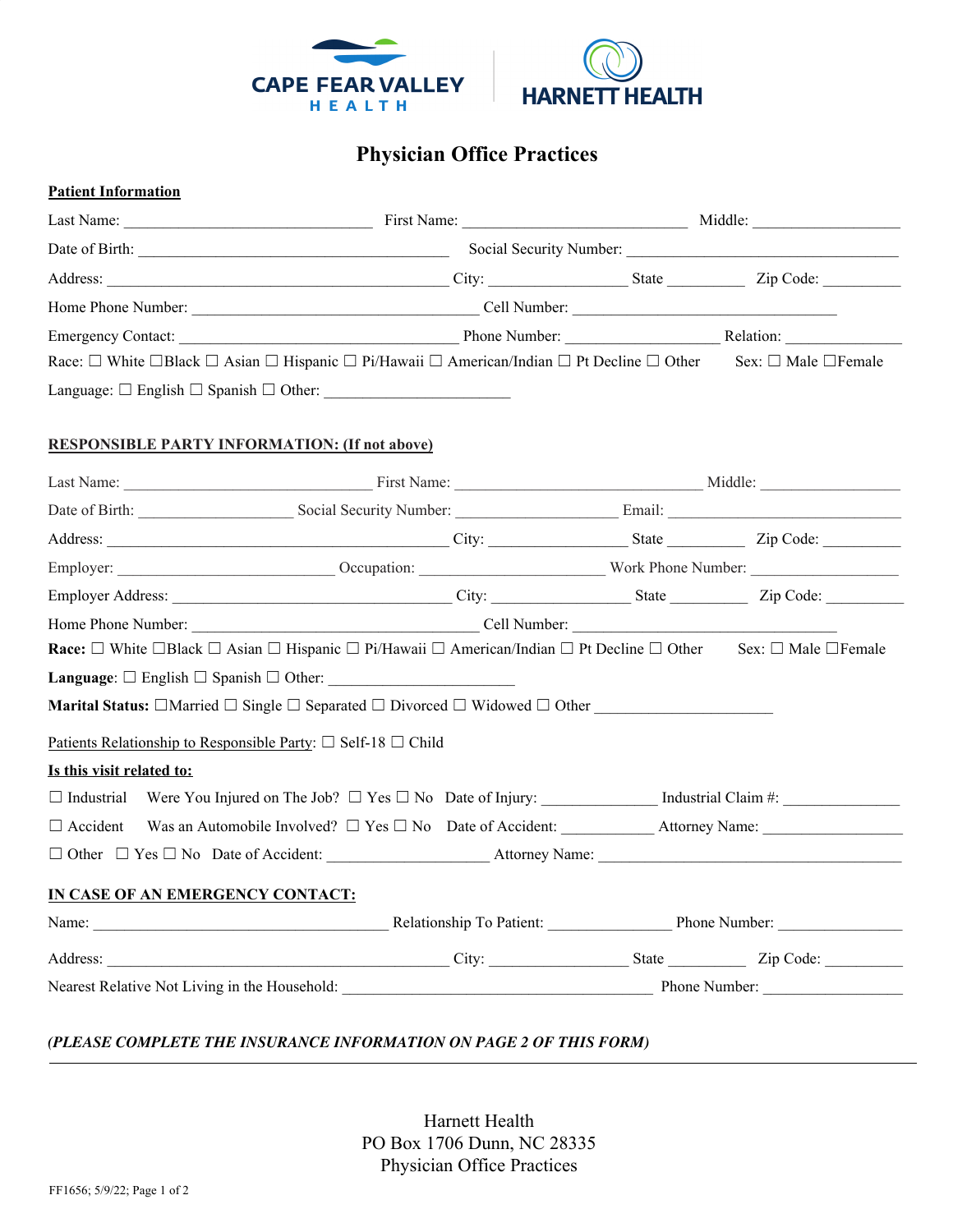CAPE FEAR VALLEY HEALTH | HARNETT HEALTH

# Physician Office Practices

**Patient Information**

Last Name: ______________________________ First Name: ___________________________ Middle: __________________

Date of Birth: _____________________________________ Social Security Number: _________________________________

Address: _________________________________________ City: ________________ State _________ Zip Code: _________

Home Phone Number: ___________________________________ Cell Number: _______________________________

Emergency Contact: _________________________________ Phone Number: __________________ Relation: ______________

Race: ☐ White ☐Black ☐ Asian ☐ Hispanic ☐ Pi/Hawaii ☐ American/Indian ☐ Pt Decline ☐ Other Sex: ☐ Male ☐Female

Language: ☐ English ☐ Spanish ☐ Other: ______________________

**RESPONSIBLE PARTY INFORMATION: (If not above)**

Last Name: ______________________________ First Name: ______________________________ Middle: _________________

Date of Birth: __________________ Social Security Number: ___________________ Email: ____________________________

Address: _________________________________________ City: ________________ State _________ Zip Code: _________

Employer: __________________________ Occupation: ______________________ Work Phone Number: _________________

Employer Address: __________________________________ City: ________________ State _________ Zip Code: _________

Home Phone Number: ___________________________________ Cell Number: _______________________________

**Race:** ☐ White ☐Black ☐ Asian ☐ Hispanic ☐ Pi/Hawaii ☐ American/Indian ☐ Pt Decline ☐ Other Sex: ☐ Male ☐Female

**Language**: ☐ English ☐ Spanish ☐ Other: ______________________

**Marital Status:** ☐Married ☐ Single ☐ Separated ☐ Divorced ☐ Widowed ☐ Other _____________________

Patients Relationship to Responsible Party: ☐ Self-18 ☐ Child

**Is this visit related to:**

☐ Industrial Were You Injured on The Job? ☐ Yes ☐ No Date of Injury: ______________ Industrial Claim #: ______________

☐ Accident Was an Automobile Involved? ☐ Yes ☐ No Date of Accident: ___________ Attorney Name: _________________

☐ Other ☐ Yes ☐ No Date of Accident: ___________________ Attorney Name: _____________________________________

**IN CASE OF AN EMERGENCY CONTACT:**

Name: ___________________________________ Relationship To Patient: _______________ Phone Number: _______________

Address: _________________________________________ City: ________________ State _________ Zip Code: _________

Nearest Relative Not Living in the Household: ____________________________________ Phone Number: _________________

***(PLEASE COMPLETE THE INSURANCE INFORMATION ON PAGE 2 OF THIS FORM)***

Harnett Health
PO Box 1706 Dunn, NC 28335
Physician Office Practices

FF1656; 5/9/22; Page 1 of 2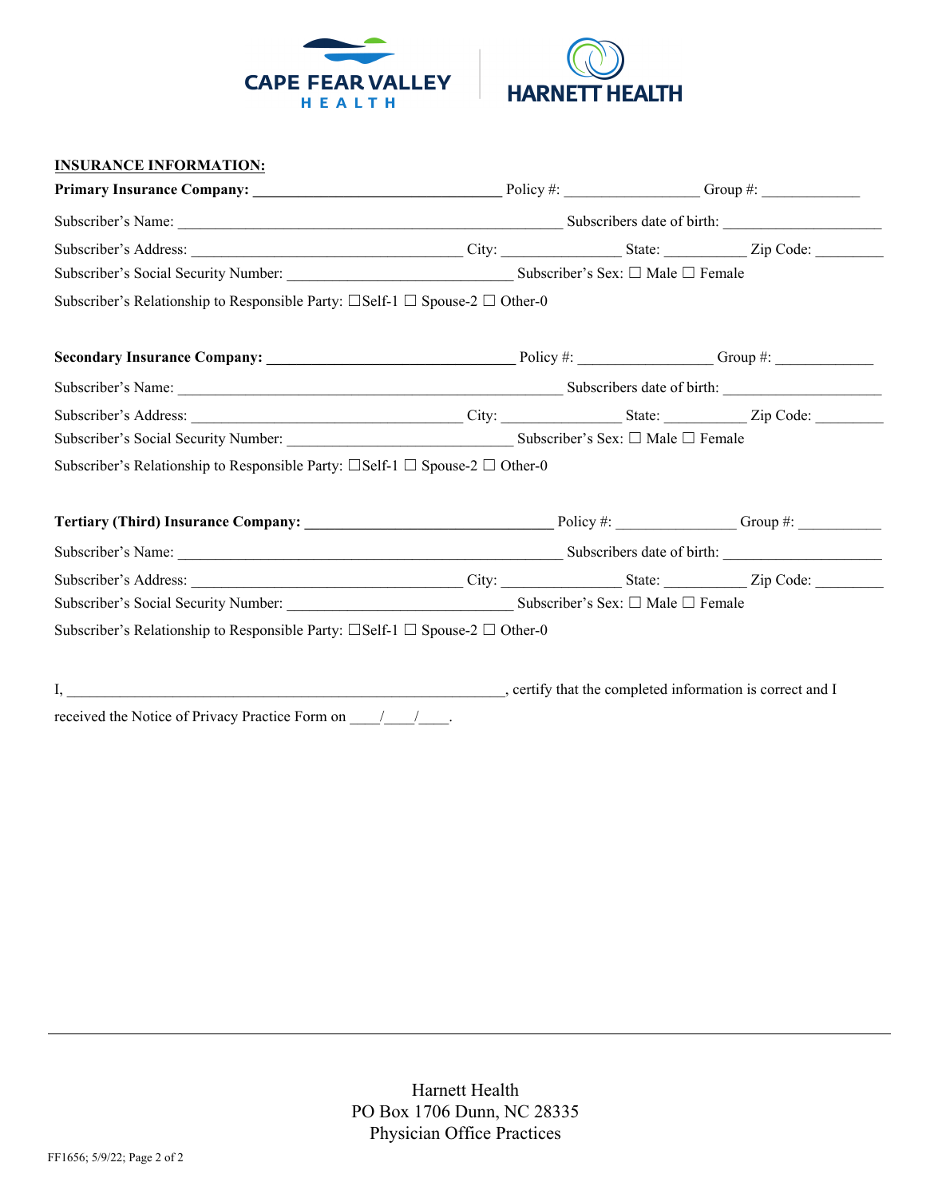CAPE FEAR VALLEY HEALTH | HARNETT HEALTH

**INSURANCE INFORMATION:**

**Primary Insurance Company: ________________________________** Policy #: _________________ Group #: _____________

Subscriber's Name: __________________________________________________ Subscribers date of birth: _____________________

Subscriber's Address: ___________________________________ City: _______________ State: __________ Zip Code: _________

Subscriber's Social Security Number: ______________________________ Subscriber's Sex: ☐ Male ☐ Female

Subscriber's Relationship to Responsible Party: ☐Self-1 ☐ Spouse-2 ☐ Other-0

**Secondary Insurance Company: ________________________________** Policy #: _________________ Group #: _____________

Subscriber's Name: __________________________________________________ Subscribers date of birth: _____________________

Subscriber's Address: ___________________________________ City: _______________ State: __________ Zip Code: _________

Subscriber's Social Security Number: ______________________________ Subscriber's Sex: ☐ Male ☐ Female

Subscriber's Relationship to Responsible Party: ☐Self-1 ☐ Spouse-2 ☐ Other-0

**Tertiary (Third) Insurance Company: ________________________________** Policy #: _______________ Group #: ___________

Subscriber's Name: __________________________________________________ Subscribers date of birth: _____________________

Subscriber's Address: ___________________________________ City: _______________ State: __________ Zip Code: _________

Subscriber's Social Security Number: ______________________________ Subscriber's Sex: ☐ Male ☐ Female

Subscriber's Relationship to Responsible Party: ☐Self-1 ☐ Spouse-2 ☐ Other-0

I, ___________________________________________________________, certify that the completed information is correct and I received the Notice of Privacy Practice Form on ____/____/____.

Harnett Health
PO Box 1706 Dunn, NC 28335
Physician Office Practices

FF1656; 5/9/22; Page 2 of 2